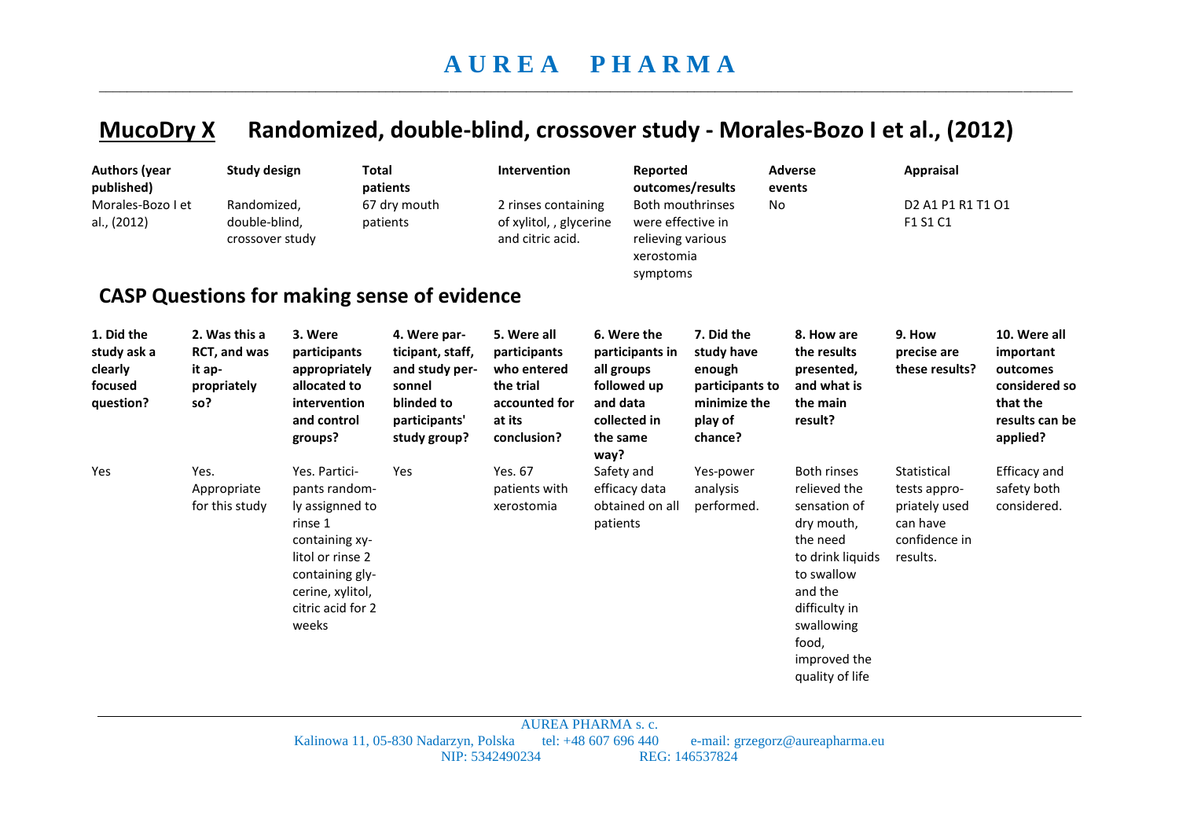# AUREA PHARMA

## MucoDry X  Randomized, double-blind, crossover study - Morales-Bozo I et al., (2012)

| Authors (year published) | Study design | Total patients | Intervention | Reported outcomes/results | Adverse events | Appraisal |
|---|---|---|---|---|---|---|
| Morales-Bozo I et al., (2012) | Randomized, double-blind, crossover study | 67 dry mouth patients | 2 rinses containing of xylitol, , glycerine and citric acid. | Both mouthrinses were effective in relieving various xerostomia symptoms | No | D2 A1 P1 R1 T1 O1 F1 S1 C1 |

## CASP Questions for making sense of evidence

| 1. Did the study ask a clearly focused question? | 2. Was this a RCT, and was it appropriately so? | 3. Were participants appropriately allocated to intervention and control groups? | 4. Were participant, staff, and study personnel blinded to participants' study group? | 5. Were all participants who entered the trial accounted for at its conclusion? | 6. Were the participants in all groups followed up and data collected in the same way? | 7. Did the study have enough participants to minimize the play of chance? | 8. How are the results presented, and what is the main result? | 9. How precise are these results? | 10. Were all important outcomes considered so that the results can be applied? |
|---|---|---|---|---|---|---|---|---|---|
| Yes | Yes. Appropriate for this study | Yes. Participants randomly assigned to rinse 1 containing xylitol or rinse 2 containing glycerine, xylitol, citric acid for 2 weeks | Yes | Yes. 67 patients with xerostomia | Safety and efficacy data obtained on all patients | Yes-power analysis performed. | Both rinses relieved the sensation of dry mouth, the need to drink liquids to swallow and the difficulty in swallowing food, improved the quality of life | Statistical tests appropriately used can have confidence in results. | Efficacy and safety both considered. |

AUREA PHARMA s. c.
Kalinowa 11, 05-830 Nadarzyn, Polska tel: +48 607 696 440 e-mail: grzegorz@aureapharma.eu
NIP: 5342490234 REG: 146537824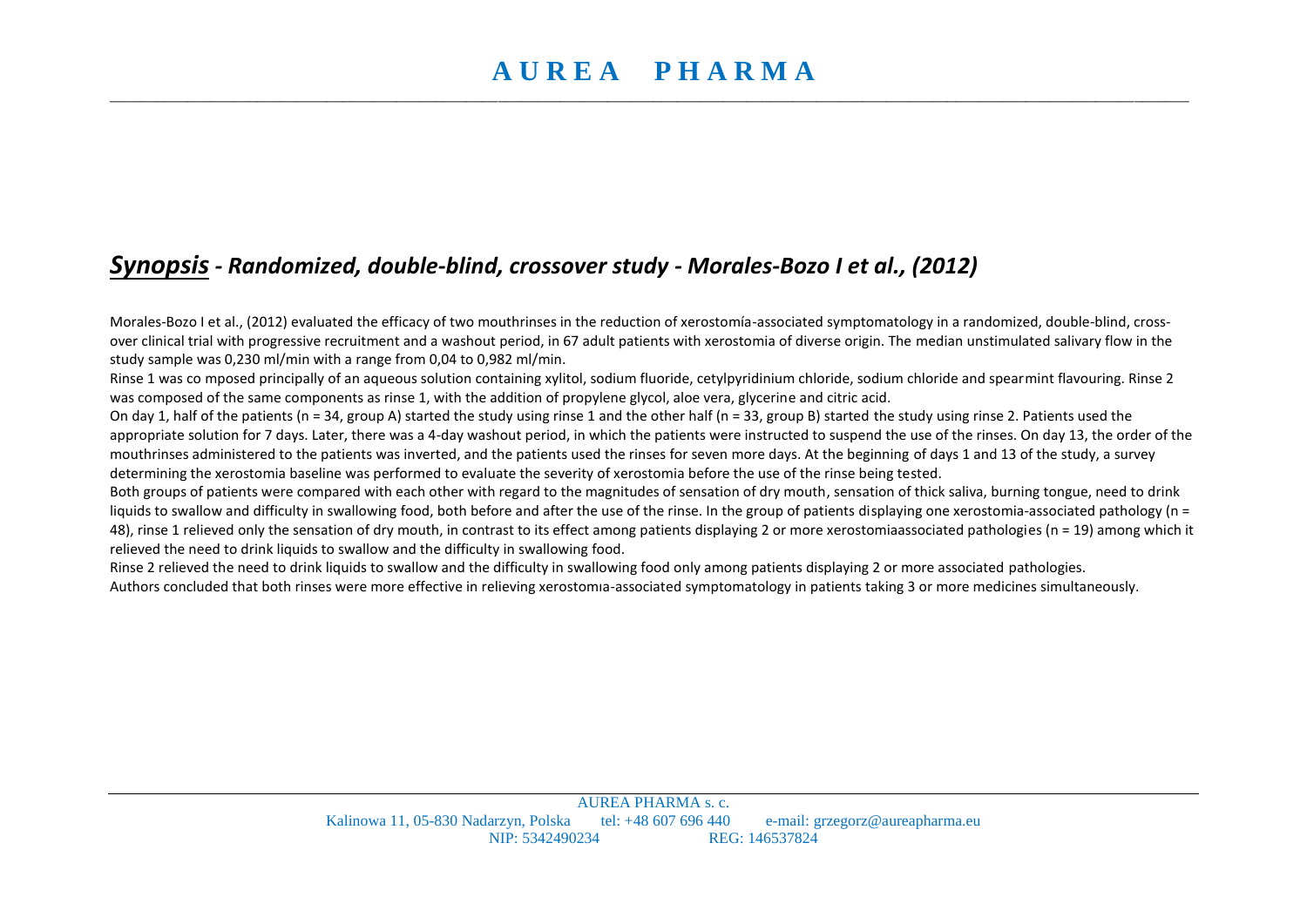## ***Synopsis** - Randomized, double-blind, crossover study - Morales-Bozo I et al., (2012)*

Morales-Bozo I et al., (2012) evaluated the efficacy of two mouthrinses in the reduction of xerostomía-associated symptomatology in a randomized, double-blind, cross-over clinical trial with progressive recruitment and a washout period, in 67 adult patients with xerostomia of diverse origin. The median unstimulated salivary flow in the study sample was 0,230 ml/min with a range from 0,04 to 0,982 ml/min.

Rinse 1 was co mposed principally of an aqueous solution containing xylitol, sodium fluoride, cetylpyridinium chloride, sodium chloride and spearmint flavouring. Rinse 2 was composed of the same components as rinse 1, with the addition of propylene glycol, aloe vera, glycerine and citric acid.

On day 1, half of the patients (n = 34, group A) started the study using rinse 1 and the other half (n = 33, group B) started the study using rinse 2. Patients used the appropriate solution for 7 days. Later, there was a 4-day washout period, in which the patients were instructed to suspend the use of the rinses. On day 13, the order of the mouthrinses administered to the patients was inverted, and the patients used the rinses for seven more days. At the beginning of days 1 and 13 of the study, a survey determining the xerostomia baseline was performed to evaluate the severity of xerostomia before the use of the rinse being tested.

Both groups of patients were compared with each other with regard to the magnitudes of sensation of dry mouth, sensation of thick saliva, burning tongue, need to drink liquids to swallow and difficulty in swallowing food, both before and after the use of the rinse. In the group of patients displaying one xerostomia-associated pathology (n = 48), rinse 1 relieved only the sensation of dry mouth, in contrast to its effect among patients displaying 2 or more xerostomiaassociated pathologies (n = 19) among which it relieved the need to drink liquids to swallow and the difficulty in swallowing food.

Rinse 2 relieved the need to drink liquids to swallow and the difficulty in swallowing food only among patients displaying 2 or more associated pathologies.

Authors concluded that both rinses were more effective in relieving xerostomıa-associated symptomatology in patients taking 3 or more medicines simultaneously.